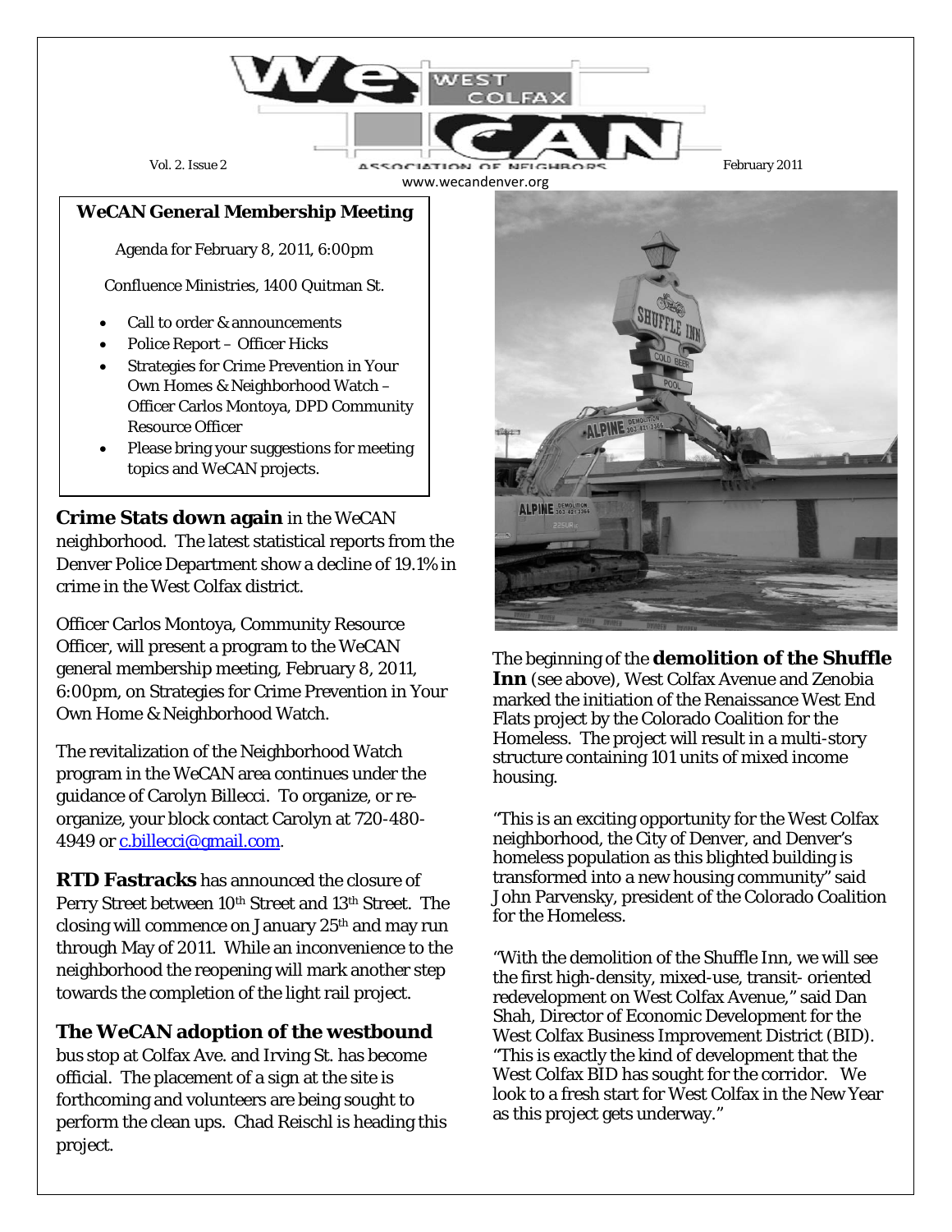# WeCAN West Colfax Association of Neighbors

Vol. 2. Issue 2 | February 2011

www.wecandenver.org

## WeCAN General Membership Meeting

Agenda for February 8, 2011, 6:00pm

Confluence Ministries, 1400 Quitman St.

- Call to order & announcements
- Police Report – Officer Hicks
- Strategies for Crime Prevention in Your Own Homes & Neighborhood Watch – Officer Carlos Montoya, DPD Community Resource Officer
- Please bring your suggestions for meeting topics and WeCAN projects.

**Crime Stats down again** in the WeCAN neighborhood. The latest statistical reports from the Denver Police Department show a decline of 19.1% in crime in the West Colfax district.

Officer Carlos Montoya, Community Resource Officer, will present a program to the WeCAN general membership meeting, February 8, 2011, 6:00pm, on Strategies for Crime Prevention in Your Own Home & Neighborhood Watch.

The revitalization of the Neighborhood Watch program in the WeCAN area continues under the guidance of Carolyn Billecci. To organize, or re-organize, your block contact Carolyn at 720-480-4949 or c.billecci@gmail.com.

**RTD Fastracks** has announced the closure of Perry Street between 10th Street and 13th Street. The closing will commence on January 25th and may run through May of 2011. While an inconvenience to the neighborhood the reopening will mark another step towards the completion of the light rail project.

**The WeCAN adoption of the westbound** bus stop at Colfax Ave. and Irving St. has become official. The placement of a sign at the site is forthcoming and volunteers are being sought to perform the clean ups. Chad Reischl is heading this project.

The beginning of the **demolition of the Shuffle Inn** (see above), West Colfax Avenue and Zenobia marked the initiation of the Renaissance West End Flats project by the Colorado Coalition for the Homeless. The project will result in a multi-story structure containing 101 units of mixed income housing.

"This is an exciting opportunity for the West Colfax neighborhood, the City of Denver, and Denver's homeless population as this blighted building is transformed into a new housing community" said John Parvensky, president of the Colorado Coalition for the Homeless.

"With the demolition of the Shuffle Inn, we will see the first high-density, mixed-use, transit- oriented redevelopment on West Colfax Avenue," said Dan Shah, Director of Economic Development for the West Colfax Business Improvement District (BID). "This is exactly the kind of development that the West Colfax BID has sought for the corridor. We look to a fresh start for West Colfax in the New Year as this project gets underway."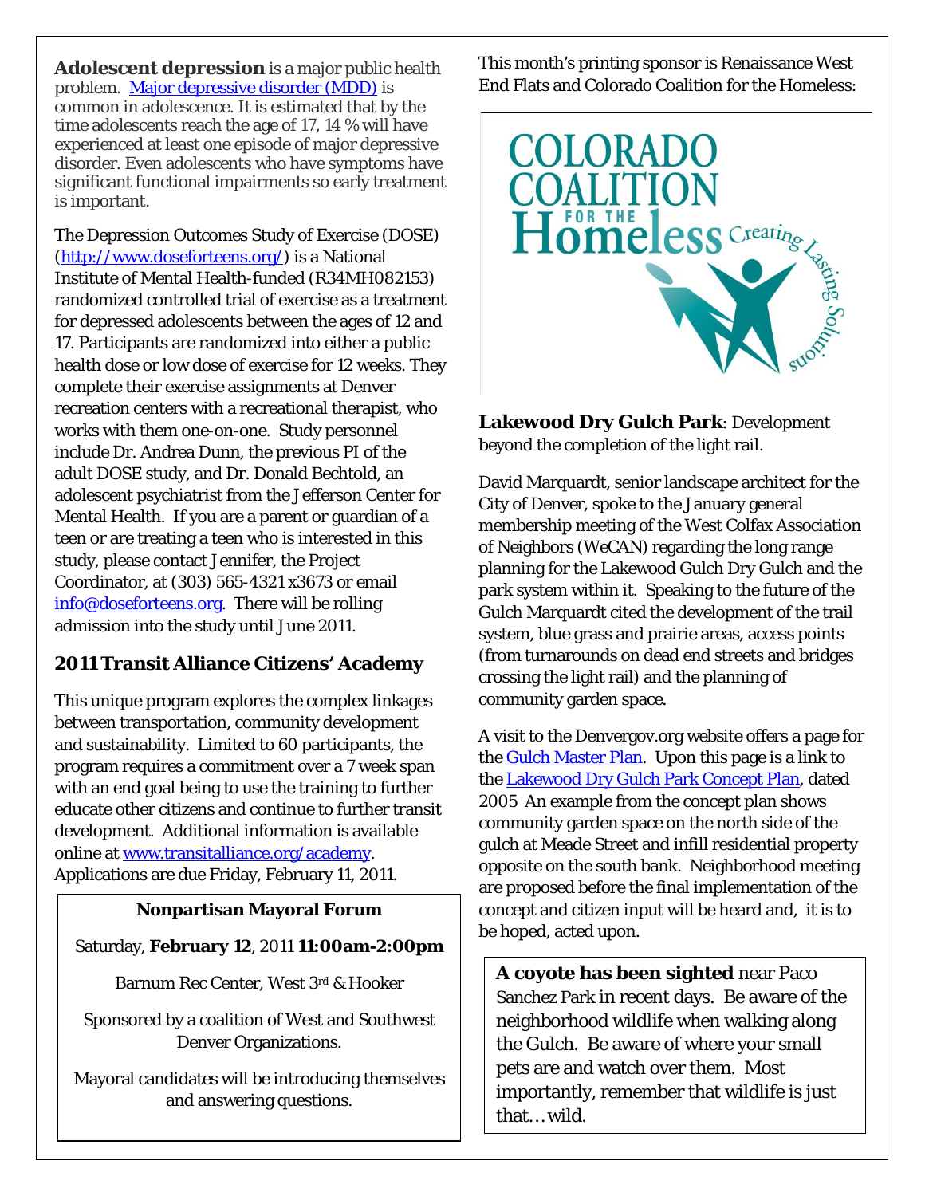**Adolescent depression** is a major public health problem. [Major depressive disorder (MDD)](#) is common in adolescence. It is estimated that by the time adolescents reach the age of 17, 14 % will have experienced at least one episode of major depressive disorder. Even adolescents who have symptoms have significant functional impairments so early treatment is important.

The Depression Outcomes Study of Exercise (DOSE) (http://www.doseforteens.org/) is a National Institute of Mental Health-funded (R34MH082153) randomized controlled trial of exercise as a treatment for depressed adolescents between the ages of 12 and 17. Participants are randomized into either a public health dose or low dose of exercise for 12 weeks. They complete their exercise assignments at Denver recreation centers with a recreational therapist, who works with them one-on-one. Study personnel include Dr. Andrea Dunn, the previous PI of the adult DOSE study, and Dr. Donald Bechtold, an adolescent psychiatrist from the Jefferson Center for Mental Health. If you are a parent or guardian of a teen or are treating a teen who is interested in this study, please contact Jennifer, the Project Coordinator, at (303) 565-4321 x3673 or email info@doseforteens.org. There will be rolling admission into the study until June 2011.

## 2011 Transit Alliance Citizens' Academy

This unique program explores the complex linkages between transportation, community development and sustainability. Limited to 60 participants, the program requires a commitment over a 7 week span with an end goal being to use the training to further educate other citizens and continue to further transit development. Additional information is available online at www.transitalliance.org/academy. Applications are due Friday, February 11, 2011.

**Nonpartisan Mayoral Forum**

Saturday, **February 12**, 2011 **11:00am-2:00pm**

Barnum Rec Center, West 3rd & Hooker

Sponsored by a coalition of West and Southwest Denver Organizations.

Mayoral candidates will be introducing themselves and answering questions.

This month's printing sponsor is Renaissance West End Flats and Colorado Coalition for the Homeless:

COLORADO COALITION FOR THE Homeless Creating Lasting Solutions

**Lakewood Dry Gulch Park**: Development beyond the completion of the light rail.

David Marquardt, senior landscape architect for the City of Denver, spoke to the January general membership meeting of the West Colfax Association of Neighbors (WeCAN) regarding the long range planning for the Lakewood Gulch Dry Gulch and the park system within it. Speaking to the future of the Gulch Marquardt cited the development of the trail system, blue grass and prairie areas, access points (from turnarounds on dead end streets and bridges crossing the light rail) and the planning of community garden space.

A visit to the Denvergov.org website offers a page for the [Gulch Master Plan](#). Upon this page is a link to the [Lakewood Dry Gulch Park Concept Plan](#), dated 2005 An example from the concept plan shows community garden space on the north side of the gulch at Meade Street and infill residential property opposite on the south bank. Neighborhood meeting are proposed before the final implementation of the concept and citizen input will be heard and, it is to be hoped, acted upon.

**A coyote has been sighted** near Paco Sanchez Park in recent days. Be aware of the neighborhood wildlife when walking along the Gulch. Be aware of where your small pets are and watch over them. Most importantly, remember that wildlife is just that… wild.